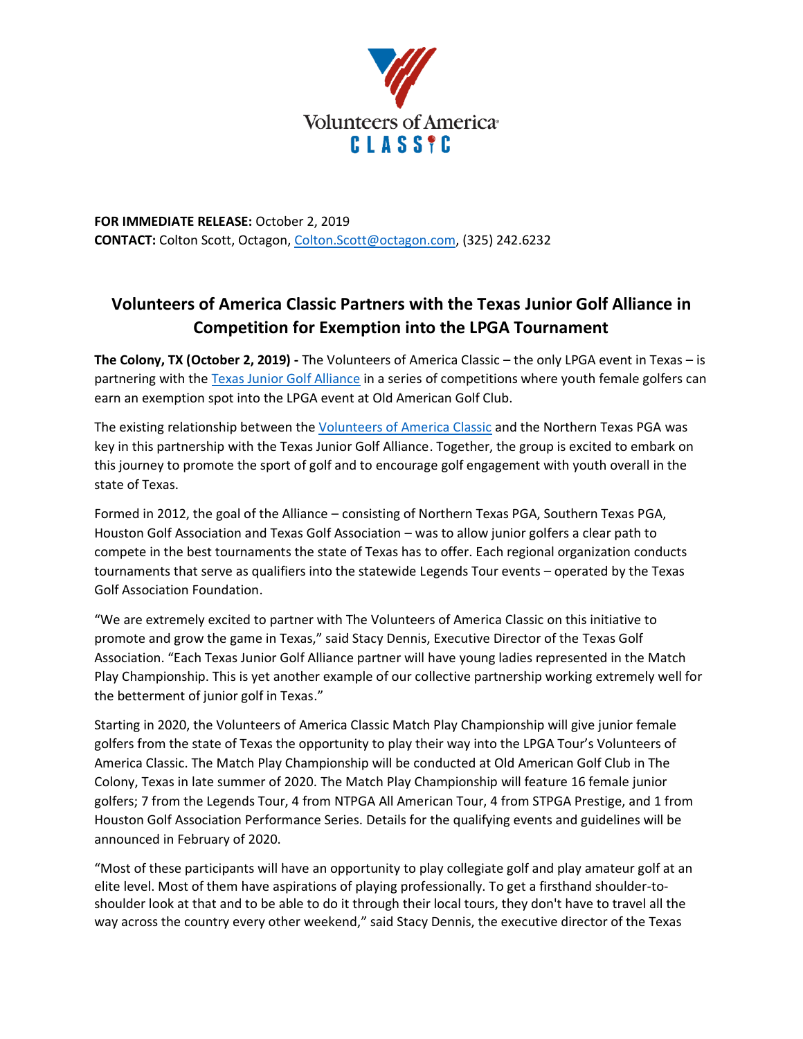Volunteers of America
CLASSIC

**FOR IMMEDIATE RELEASE:** October 2, 2019
**CONTACT:** Colton Scott, Octagon, Colton.Scott@octagon.com, (325) 242.6232

## Volunteers of America Classic Partners with the Texas Junior Golf Alliance in Competition for Exemption into the LPGA Tournament

**The Colony, TX (October 2, 2019) -** The Volunteers of America Classic – the only LPGA event in Texas – is partnering with the Texas Junior Golf Alliance in a series of competitions where youth female golfers can earn an exemption spot into the LPGA event at Old American Golf Club.

The existing relationship between the Volunteers of America Classic and the Northern Texas PGA was key in this partnership with the Texas Junior Golf Alliance. Together, the group is excited to embark on this journey to promote the sport of golf and to encourage golf engagement with youth overall in the state of Texas.

Formed in 2012, the goal of the Alliance – consisting of Northern Texas PGA, Southern Texas PGA, Houston Golf Association and Texas Golf Association – was to allow junior golfers a clear path to compete in the best tournaments the state of Texas has to offer. Each regional organization conducts tournaments that serve as qualifiers into the statewide Legends Tour events – operated by the Texas Golf Association Foundation.

"We are extremely excited to partner with The Volunteers of America Classic on this initiative to promote and grow the game in Texas," said Stacy Dennis, Executive Director of the Texas Golf Association. "Each Texas Junior Golf Alliance partner will have young ladies represented in the Match Play Championship. This is yet another example of our collective partnership working extremely well for the betterment of junior golf in Texas."

Starting in 2020, the Volunteers of America Classic Match Play Championship will give junior female golfers from the state of Texas the opportunity to play their way into the LPGA Tour's Volunteers of America Classic. The Match Play Championship will be conducted at Old American Golf Club in The Colony, Texas in late summer of 2020. The Match Play Championship will feature 16 female junior golfers; 7 from the Legends Tour, 4 from NTPGA All American Tour, 4 from STPGA Prestige, and 1 from Houston Golf Association Performance Series. Details for the qualifying events and guidelines will be announced in February of 2020.

"Most of these participants will have an opportunity to play collegiate golf and play amateur golf at an elite level. Most of them have aspirations of playing professionally. To get a firsthand shoulder-to-shoulder look at that and to be able to do it through their local tours, they don't have to travel all the way across the country every other weekend," said Stacy Dennis, the executive director of the Texas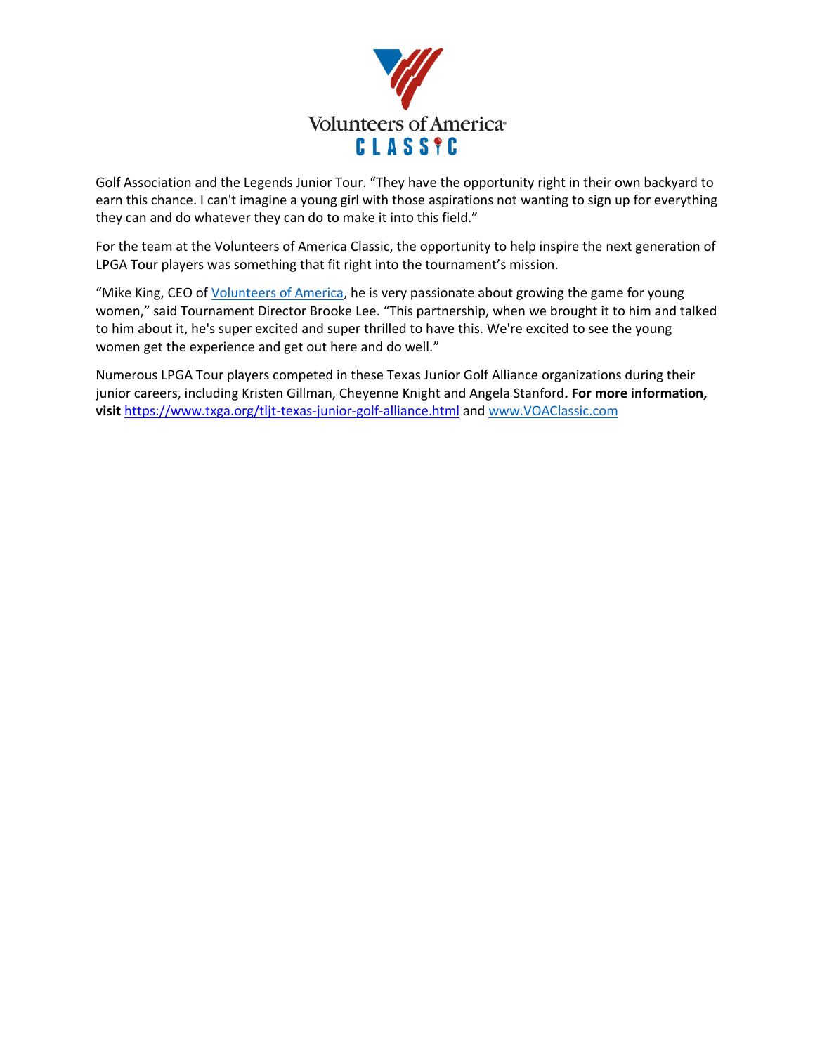Golf Association and the Legends Junior Tour. "They have the opportunity right in their own backyard to earn this chance. I can't imagine a young girl with those aspirations not wanting to sign up for everything they can and do whatever they can do to make it into this field."

For the team at the Volunteers of America Classic, the opportunity to help inspire the next generation of LPGA Tour players was something that fit right into the tournament's mission.

"Mike King, CEO of [Volunteers of America](), he is very passionate about growing the game for young women," said Tournament Director Brooke Lee. "This partnership, when we brought it to him and talked to him about it, he's super excited and super thrilled to have this. We're excited to see the young women get the experience and get out here and do well."

Numerous LPGA Tour players competed in these Texas Junior Golf Alliance organizations during their junior careers, including Kristen Gillman, Cheyenne Knight and Angela Stanford**. For more information, visit** https://www.txga.org/tljt-texas-junior-golf-alliance.html and www.VOAClassic.com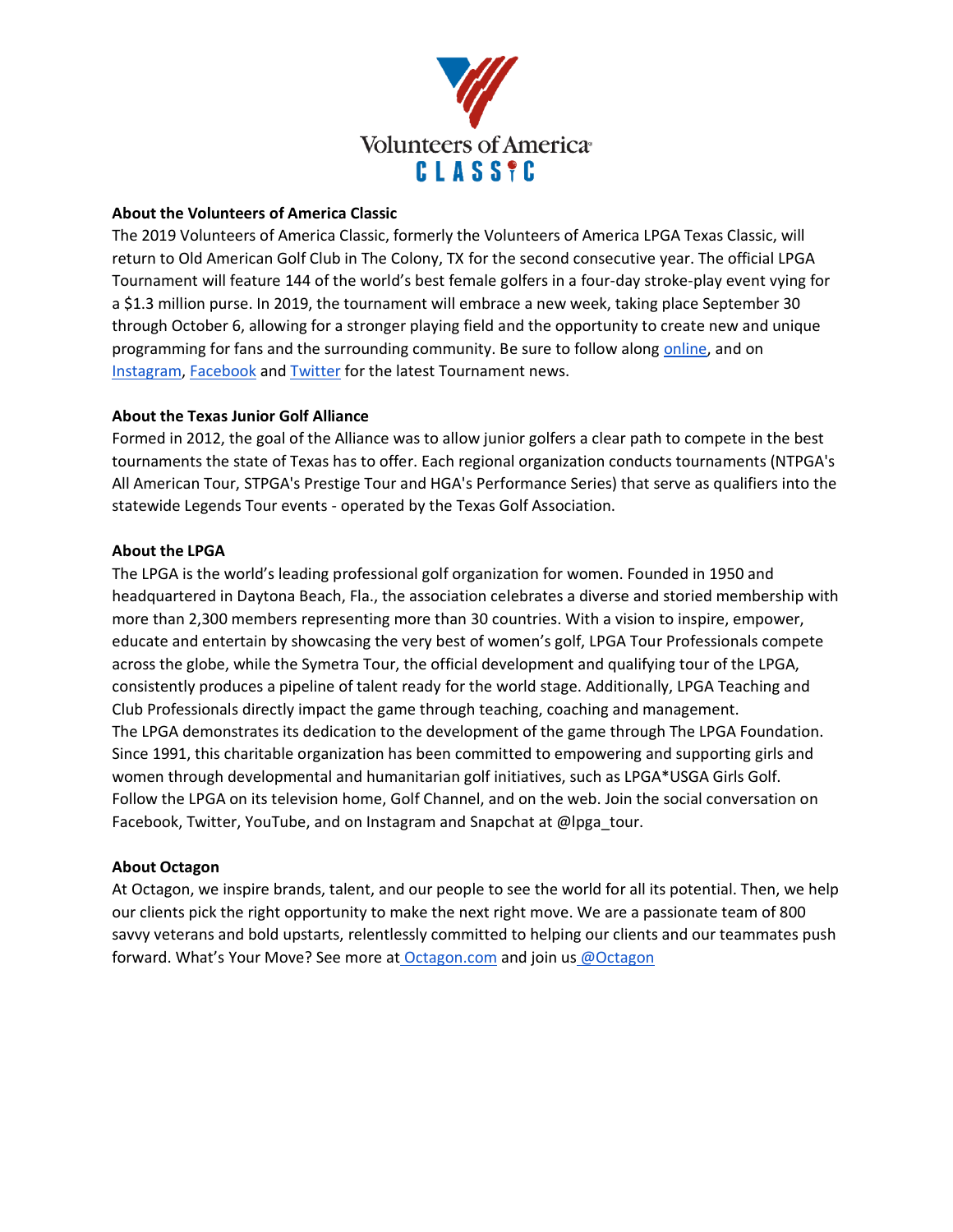Volunteers of America
CLASSIC

**About the Volunteers of America Classic**
The 2019 Volunteers of America Classic, formerly the Volunteers of America LPGA Texas Classic, will return to Old American Golf Club in The Colony, TX for the second consecutive year. The official LPGA Tournament will feature 144 of the world's best female golfers in a four-day stroke-play event vying for a $1.3 million purse. In 2019, the tournament will embrace a new week, taking place September 30 through October 6, allowing for a stronger playing field and the opportunity to create new and unique programming for fans and the surrounding community. Be sure to follow along online, and on Instagram, Facebook and Twitter for the latest Tournament news.

**About the Texas Junior Golf Alliance**
Formed in 2012, the goal of the Alliance was to allow junior golfers a clear path to compete in the best tournaments the state of Texas has to offer. Each regional organization conducts tournaments (NTPGA's All American Tour, STPGA's Prestige Tour and HGA's Performance Series) that serve as qualifiers into the statewide Legends Tour events - operated by the Texas Golf Association.

**About the LPGA**
The LPGA is the world's leading professional golf organization for women. Founded in 1950 and headquartered in Daytona Beach, Fla., the association celebrates a diverse and storied membership with more than 2,300 members representing more than 30 countries. With a vision to inspire, empower, educate and entertain by showcasing the very best of women's golf, LPGA Tour Professionals compete across the globe, while the Symetra Tour, the official development and qualifying tour of the LPGA, consistently produces a pipeline of talent ready for the world stage. Additionally, LPGA Teaching and Club Professionals directly impact the game through teaching, coaching and management.
The LPGA demonstrates its dedication to the development of the game through The LPGA Foundation. Since 1991, this charitable organization has been committed to empowering and supporting girls and women through developmental and humanitarian golf initiatives, such as LPGA*USGA Girls Golf. Follow the LPGA on its television home, Golf Channel, and on the web. Join the social conversation on Facebook, Twitter, YouTube, and on Instagram and Snapchat at @lpga_tour.

**About Octagon**
At Octagon, we inspire brands, talent, and our people to see the world for all its potential. Then, we help our clients pick the right opportunity to make the next right move. We are a passionate team of 800 savvy veterans and bold upstarts, relentlessly committed to helping our clients and our teammates push forward. What's Your Move? See more at Octagon.com and join us @Octagon